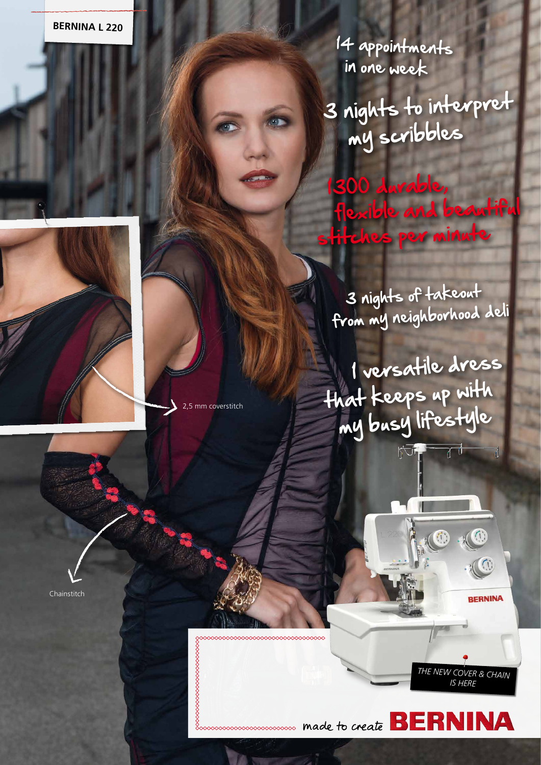BERNINA L 220

14 appointments in one week

3 nights to interpret my scribbles

1300 durable, flexible and beautiful stitches per minute

3 nights of takeout from my neighborhood deli

1 versatile dress that keeps up with my busy lifestyle

2,5 mm coverstitch

Chainstitch

THE NEW COVER & CHAIN IS HERE

made to create BERNINA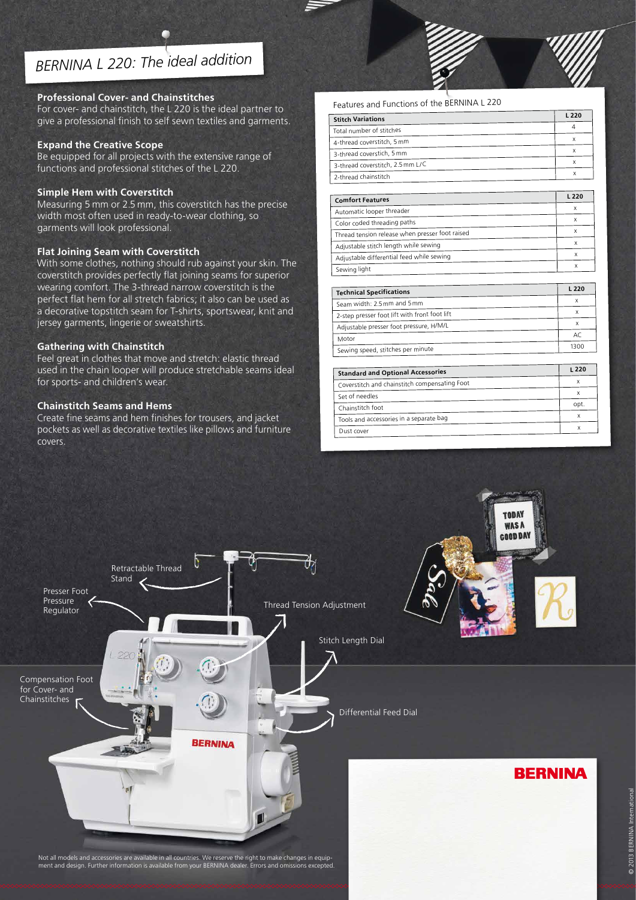# BERNINA L 220: The ideal addition

### Professional Cover- and Chainstitches

For cover- and chainstitch, the L 220 is the ideal partner to give a professional finish to self sewn textiles and garments.

### Expand the Creative Scope

Be equipped for all projects with the extensive range of functions and professional stitches of the L 220.

### Simple Hem with Coverstitch

Measuring 5 mm or 2.5 mm, this coverstitch has the precise width most often used in ready-to-wear clothing, so garments will look professional.

### Flat Joining Seam with Coverstitch

With some clothes, nothing should rub against your skin. The coverstitch provides perfectly flat joining seams for superior wearing comfort. The 3-thread narrow coverstitch is the perfect flat hem for all stretch fabrics; it also can be used as a decorative topstitch seam for T-shirts, sportswear, knit and jersey garments, lingerie or sweatshirts.

### Gathering with Chainstitch

Feel great in clothes that move and stretch: elastic thread used in the chain looper will produce stretchable seams ideal for sports- and children's wear.

### Chainstitch Seams and Hems

Create fine seams and hem finishes for trousers, and jacket pockets as well as decorative textiles like pillows and furniture covers.

Features and Functions of the BERNINA L 220

| Stitch Variations | L 220 |
| --- | --- |
| Total number of stitches | 4 |
| 4-thread coverstitch, 5 mm | x |
| 3-thread coverstitch, 5 mm | x |
| 3-thread coverstitch, 2.5 mm L/C | x |
| 2-thread chainstitch | x |

| Comfort Features | L 220 |
| --- | --- |
| Automatic looper threader | x |
| Color coded threading paths | x |
| Thread tension release when presser foot raised | x |
| Adjustable stitch length while sewing | x |
| Adjustable differential feed while sewing | x |
| Sewing light | x |

| Technical Specifications | L 220 |
| --- | --- |
| Seam width: 2.5 mm and 5 mm | x |
| 2-step presser foot lift with front foot lift | x |
| Adjustable presser foot pressure, H/M/L | x |
| Motor | AC |
| Sewing speed, stitches per minute | 1300 |

| Standard and Optional Accessories | L 220 |
| --- | --- |
| Coverstitch and chainstitch compensating Foot | x |
| Set of needles | x |
| Chainstitch foot | opt. |
| Tools and accessories in a separate bag | x |
| Dust cover | x |

Retractable Thread Stand

Presser Foot Pressure Regulator

Thread Tension Adjustment

Stitch Length Dial

Compensation Foot for Cover- and Chainstitches

Differential Feed Dial

BERNINA

Not all models and accessories are available in all countries. We reserve the right to make changes in equipment and design. Further information is available from your BERNINA dealer. Errors and omissions excepted.

© 2013 BERNINA International